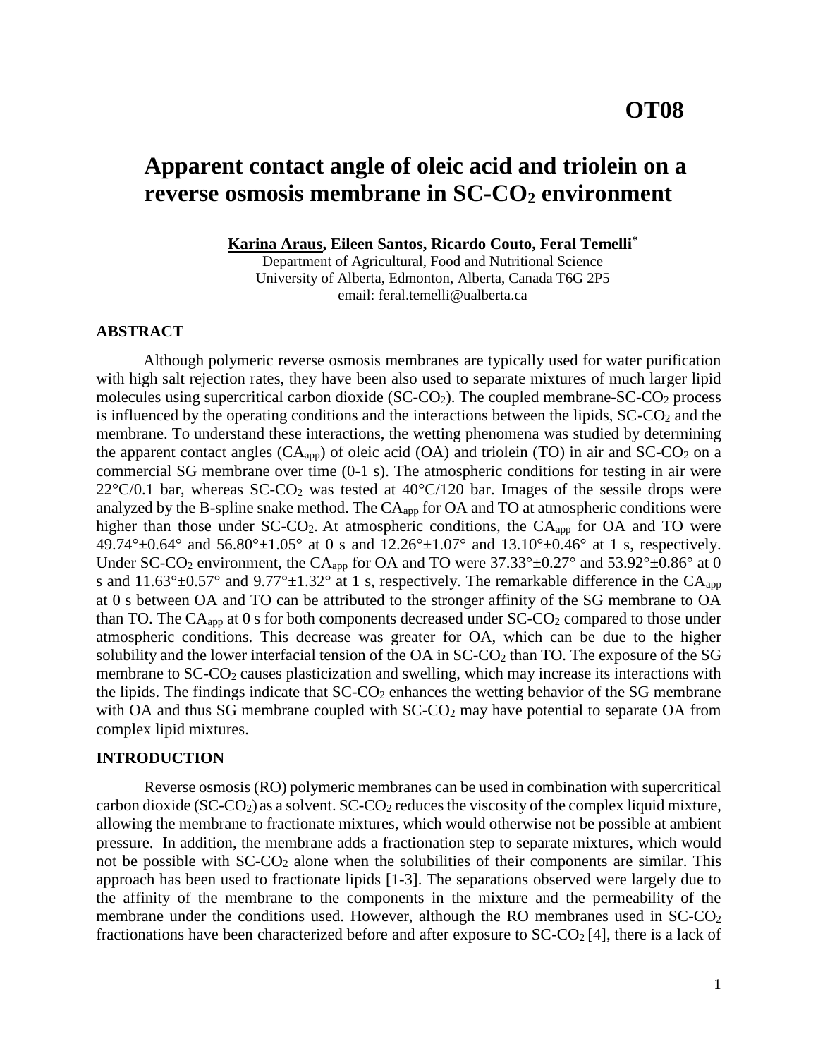# OT08

# Apparent contact angle of oleic acid and triolein on a reverse osmosis membrane in SC-$CO_2$ environment

**Karina Araus, Eileen Santos, Ricardo Couto, Feral Temelli***

Department of Agricultural, Food and Nutritional Science
University of Alberta, Edmonton, Alberta, Canada T6G 2P5
email: feral.temelli@ualberta.ca

## ABSTRACT

Although polymeric reverse osmosis membranes are typically used for water purification with high salt rejection rates, they have been also used to separate mixtures of much larger lipid molecules using supercritical carbon dioxide (SC-$CO_2$). The coupled membrane-SC-$CO_2$ process is influenced by the operating conditions and the interactions between the lipids, SC-$CO_2$ and the membrane. To understand these interactions, the wetting phenomena was studied by determining the apparent contact angles ($CA_{app}$) of oleic acid (OA) and triolein (TO) in air and SC-$CO_2$ on a commercial SG membrane over time (0-1 s). The atmospheric conditions for testing in air were 22°C/0.1 bar, whereas SC-$CO_2$ was tested at 40°C/120 bar. Images of the sessile drops were analyzed by the B-spline snake method. The $CA_{app}$ for OA and TO at atmospheric conditions were higher than those under SC-$CO_2$. At atmospheric conditions, the $CA_{app}$ for OA and TO were 49.74°±0.64° and 56.80°±1.05° at 0 s and 12.26°±1.07° and 13.10°±0.46° at 1 s, respectively. Under SC-$CO_2$ environment, the $CA_{app}$ for OA and TO were 37.33°±0.27° and 53.92°±0.86° at 0 s and 11.63°±0.57° and 9.77°±1.32° at 1 s, respectively. The remarkable difference in the $CA_{app}$ at 0 s between OA and TO can be attributed to the stronger affinity of the SG membrane to OA than TO. The $CA_{app}$ at 0 s for both components decreased under SC-$CO_2$ compared to those under atmospheric conditions. This decrease was greater for OA, which can be due to the higher solubility and the lower interfacial tension of the OA in SC-$CO_2$ than TO. The exposure of the SG membrane to SC-$CO_2$ causes plasticization and swelling, which may increase its interactions with the lipids. The findings indicate that SC-$CO_2$ enhances the wetting behavior of the SG membrane with OA and thus SG membrane coupled with SC-$CO_2$ may have potential to separate OA from complex lipid mixtures.

## INTRODUCTION

Reverse osmosis (RO) polymeric membranes can be used in combination with supercritical carbon dioxide (SC-$CO_2$) as a solvent. SC-$CO_2$ reduces the viscosity of the complex liquid mixture, allowing the membrane to fractionate mixtures, which would otherwise not be possible at ambient pressure. In addition, the membrane adds a fractionation step to separate mixtures, which would not be possible with SC-$CO_2$ alone when the solubilities of their components are similar. This approach has been used to fractionate lipids [1-3]. The separations observed were largely due to the affinity of the membrane to the components in the mixture and the permeability of the membrane under the conditions used. However, although the RO membranes used in SC-$CO_2$ fractionations have been characterized before and after exposure to SC-$CO_2$ [4], there is a lack of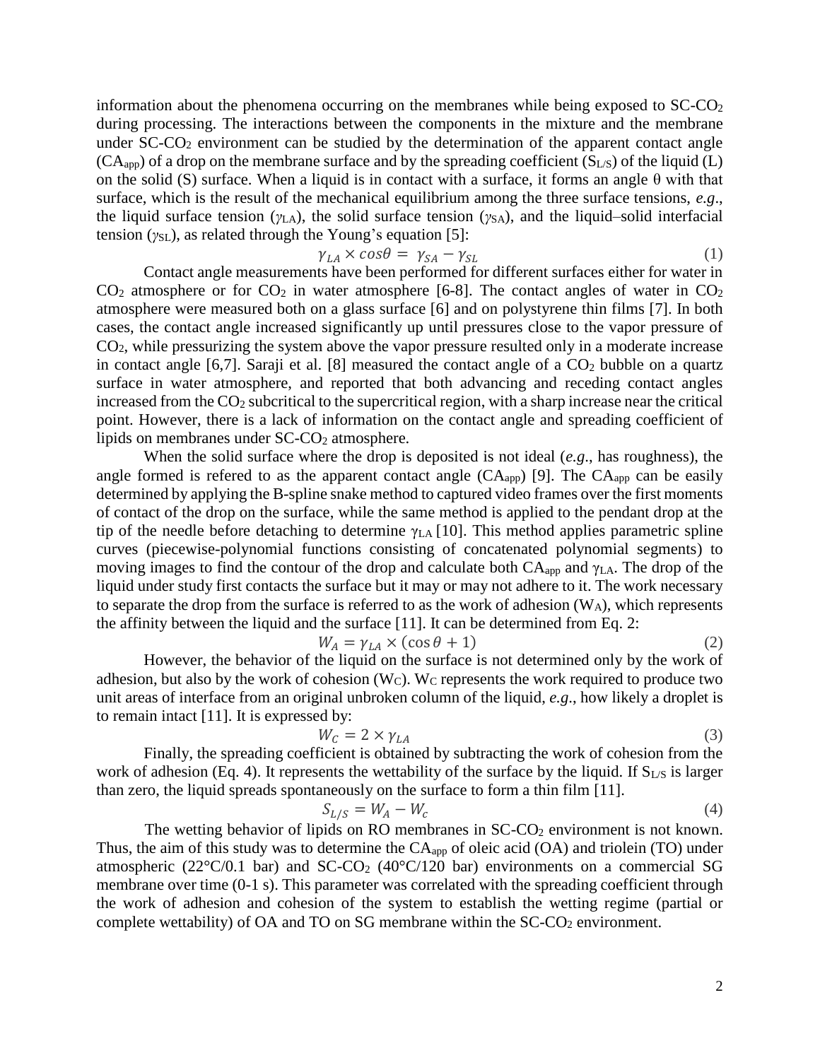information about the phenomena occurring on the membranes while being exposed to SC-$CO_2$ during processing. The interactions between the components in the mixture and the membrane under SC-$CO_2$ environment can be studied by the determination of the apparent contact angle ($CA_{app}$) of a drop on the membrane surface and by the spreading coefficient ($S_{L/S}$) of the liquid (L) on the solid (S) surface. When a liquid is in contact with a surface, it forms an angle θ with that surface, which is the result of the mechanical equilibrium among the three surface tensions, *e.g*., the liquid surface tension ($\gamma_{LA}$), the solid surface tension ($\gamma_{SA}$), and the liquid–solid interfacial tension ($\gamma_{SL}$), as related through the Young's equation [5]:

$$\gamma_{LA} \times cos\theta = \gamma_{SA} - \gamma_{SL} \tag{1}$$

Contact angle measurements have been performed for different surfaces either for water in $CO_2$ atmosphere or for $CO_2$ in water atmosphere [6-8]. The contact angles of water in $CO_2$ atmosphere were measured both on a glass surface [6] and on polystyrene thin films [7]. In both cases, the contact angle increased significantly up until pressures close to the vapor pressure of $CO_2$, while pressurizing the system above the vapor pressure resulted only in a moderate increase in contact angle [6,7]. Saraji et al. [8] measured the contact angle of a $CO_2$ bubble on a quartz surface in water atmosphere, and reported that both advancing and receding contact angles increased from the $CO_2$ subcritical to the supercritical region, with a sharp increase near the critical point. However, there is a lack of information on the contact angle and spreading coefficient of lipids on membranes under SC-$CO_2$ atmosphere.

When the solid surface where the drop is deposited is not ideal (*e.g*., has roughness), the angle formed is refered to as the apparent contact angle ($CA_{app}$) [9]. The $CA_{app}$ can be easily determined by applying the B-spline snake method to captured video frames over the first moments of contact of the drop on the surface, while the same method is applied to the pendant drop at the tip of the needle before detaching to determine $\gamma_{LA}$ [10]. This method applies parametric spline curves (piecewise-polynomial functions consisting of concatenated polynomial segments) to moving images to find the contour of the drop and calculate both $CA_{app}$ and $\gamma_{LA}$. The drop of the liquid under study first contacts the surface but it may or may not adhere to it. The work necessary to separate the drop from the surface is referred to as the work of adhesion ($W_A$), which represents the affinity between the liquid and the surface [11]. It can be determined from Eq. 2:

$$W_A = \gamma_{LA} \times (\cos\theta + 1) \tag{2}$$

However, the behavior of the liquid on the surface is not determined only by the work of adhesion, but also by the work of cohesion ($W_C$). $W_C$ represents the work required to produce two unit areas of interface from an original unbroken column of the liquid, *e.g*., how likely a droplet is to remain intact [11]. It is expressed by:

$$W_C = 2 \times \gamma_{LA} \tag{3}$$

Finally, the spreading coefficient is obtained by subtracting the work of cohesion from the work of adhesion (Eq. 4). It represents the wettability of the surface by the liquid. If $S_{L/S}$ is larger than zero, the liquid spreads spontaneously on the surface to form a thin film [11].

$$S_{L/S} = W_A - W_c \tag{4}$$

The wetting behavior of lipids on RO membranes in SC-$CO_2$ environment is not known. Thus, the aim of this study was to determine the $CA_{app}$ of oleic acid (OA) and triolein (TO) under atmospheric (22°C/0.1 bar) and SC-$CO_2$ (40°C/120 bar) environments on a commercial SG membrane over time (0-1 s). This parameter was correlated with the spreading coefficient through the work of adhesion and cohesion of the system to establish the wetting regime (partial or complete wettability) of OA and TO on SG membrane within the SC-$CO_2$ environment.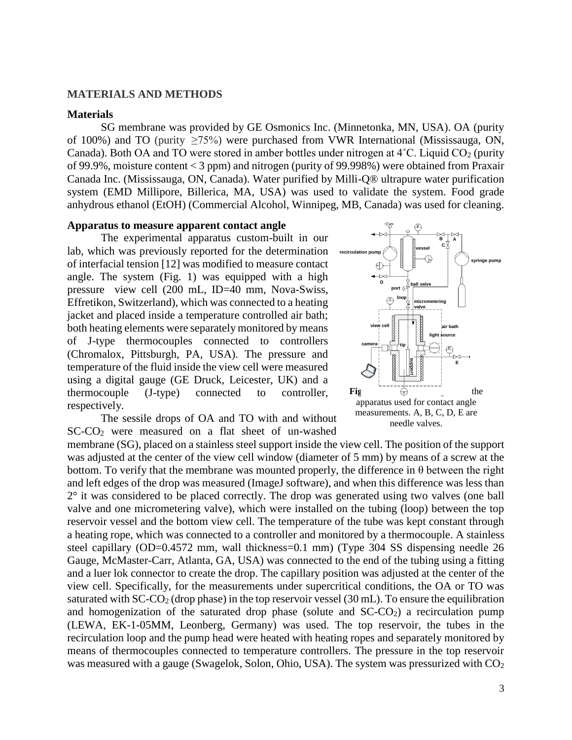## MATERIALS AND METHODS

### Materials

SG membrane was provided by GE Osmonics Inc. (Minnetonka, MN, USA). OA (purity of 100%) and TO (purity ≥75%) were purchased from VWR International (Mississauga, ON, Canada). Both OA and TO were stored in amber bottles under nitrogen at 4˚C. Liquid $CO_2$ (purity of 99.9%, moisture content < 3 ppm) and nitrogen (purity of 99.998%) were obtained from Praxair Canada Inc. (Mississauga, ON, Canada). Water purified by Milli-Q® ultrapure water purification system (EMD Millipore, Billerica, MA, USA) was used to validate the system. Food grade anhydrous ethanol (EtOH) (Commercial Alcohol, Winnipeg, MB, Canada) was used for cleaning.

### Apparatus to measure apparent contact angle

The experimental apparatus custom-built in our lab, which was previously reported for the determination of interfacial tension [12] was modified to measure contact angle. The system (Fig. 1) was equipped with a high pressure view cell (200 mL, ID=40 mm, Nova-Swiss, Effretikon, Switzerland), which was connected to a heating jacket and placed inside a temperature controlled air bath; both heating elements were separately monitored by means of J-type thermocouples connected to controllers (Chromalox, Pittsburgh, PA, USA). The pressure and temperature of the fluid inside the view cell were measured using a digital gauge (GE Druck, Leicester, UK) and a thermocouple (J-type) connected to controller, respectively.

Fig the apparatus used for contact angle measurements. A, B, C, D, E are needle valves.

The sessile drops of OA and TO with and without $SC\text{-}CO_2$ were measured on a flat sheet of un-washed membrane (SG), placed on a stainless steel support inside the view cell. The position of the support was adjusted at the center of the view cell window (diameter of 5 mm) by means of a screw at the bottom. To verify that the membrane was mounted properly, the difference in θ between the right and left edges of the drop was measured (ImageJ software), and when this difference was less than 2° it was considered to be placed correctly. The drop was generated using two valves (one ball valve and one micrometering valve), which were installed on the tubing (loop) between the top reservoir vessel and the bottom view cell. The temperature of the tube was kept constant through a heating rope, which was connected to a controller and monitored by a thermocouple. A stainless steel capillary (OD=0.4572 mm, wall thickness=0.1 mm) (Type 304 SS dispensing needle 26 Gauge, McMaster-Carr, Atlanta, GA, USA) was connected to the end of the tubing using a fitting and a luer lok connector to create the drop. The capillary position was adjusted at the center of the view cell. Specifically, for the measurements under supercritical conditions, the OA or TO was saturated with $SC\text{-}CO_2$ (drop phase) in the top reservoir vessel (30 mL). To ensure the equilibration and homogenization of the saturated drop phase (solute and $SC\text{-}CO_2$) a recirculation pump (LEWA, EK-1-05MM, Leonberg, Germany) was used. The top reservoir, the tubes in the recirculation loop and the pump head were heated with heating ropes and separately monitored by means of thermocouples connected to temperature controllers. The pressure in the top reservoir was measured with a gauge (Swagelok, Solon, Ohio, USA). The system was pressurized with $CO_2$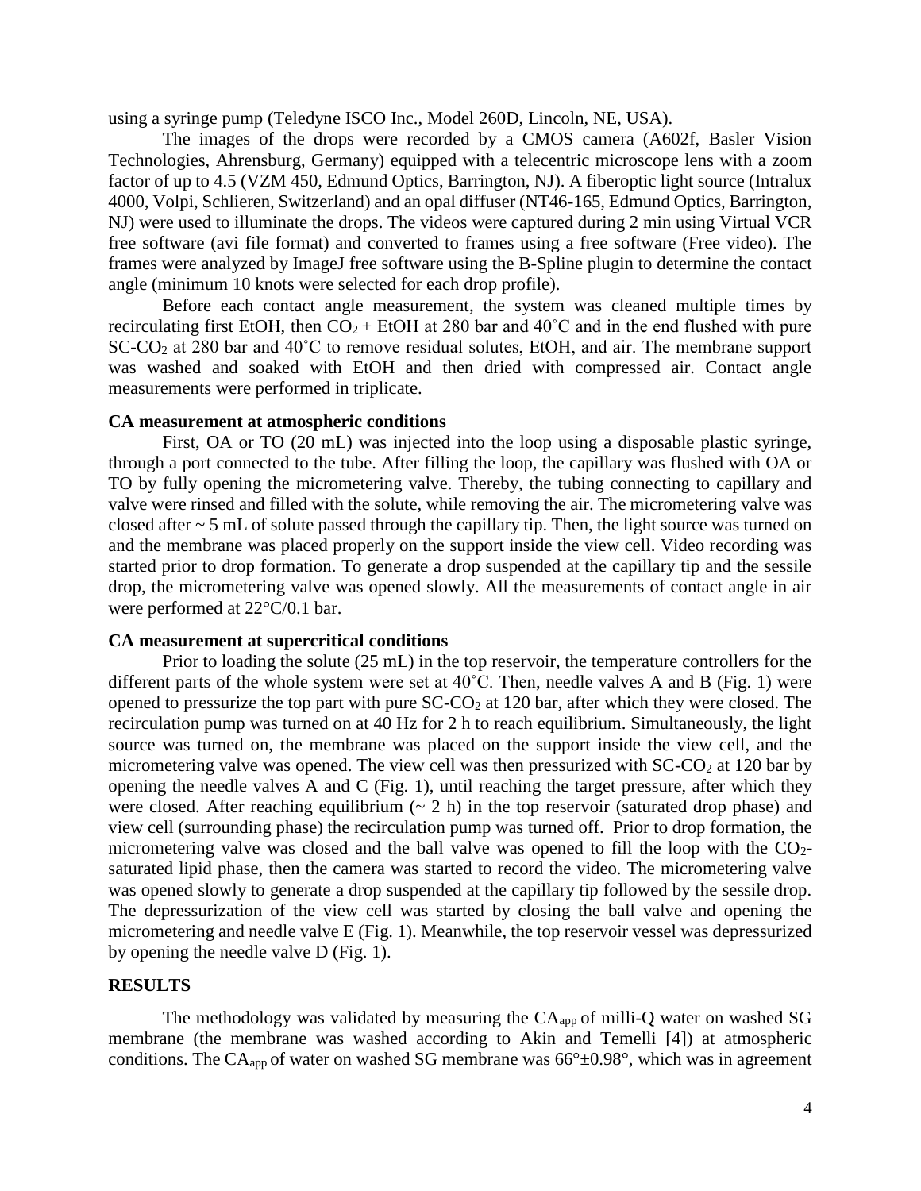using a syringe pump (Teledyne ISCO Inc., Model 260D, Lincoln, NE, USA).

The images of the drops were recorded by a CMOS camera (A602f, Basler Vision Technologies, Ahrensburg, Germany) equipped with a telecentric microscope lens with a zoom factor of up to 4.5 (VZM 450, Edmund Optics, Barrington, NJ). A fiberoptic light source (Intralux 4000, Volpi, Schlieren, Switzerland) and an opal diffuser (NT46-165, Edmund Optics, Barrington, NJ) were used to illuminate the drops. The videos were captured during 2 min using Virtual VCR free software (avi file format) and converted to frames using a free software (Free video). The frames were analyzed by ImageJ free software using the B-Spline plugin to determine the contact angle (minimum 10 knots were selected for each drop profile).

Before each contact angle measurement, the system was cleaned multiple times by recirculating first EtOH, then $CO_2$ + EtOH at 280 bar and 40˚C and in the end flushed with pure SC-$CO_2$ at 280 bar and 40˚C to remove residual solutes, EtOH, and air. The membrane support was washed and soaked with EtOH and then dried with compressed air. Contact angle measurements were performed in triplicate.

**CA measurement at atmospheric conditions**

First, OA or TO (20 mL) was injected into the loop using a disposable plastic syringe, through a port connected to the tube. After filling the loop, the capillary was flushed with OA or TO by fully opening the micrometering valve. Thereby, the tubing connecting to capillary and valve were rinsed and filled with the solute, while removing the air. The micrometering valve was closed after ~ 5 mL of solute passed through the capillary tip. Then, the light source was turned on and the membrane was placed properly on the support inside the view cell. Video recording was started prior to drop formation. To generate a drop suspended at the capillary tip and the sessile drop, the micrometering valve was opened slowly. All the measurements of contact angle in air were performed at 22°C/0.1 bar.

**CA measurement at supercritical conditions**

Prior to loading the solute (25 mL) in the top reservoir, the temperature controllers for the different parts of the whole system were set at 40˚C. Then, needle valves A and B (Fig. 1) were opened to pressurize the top part with pure SC-$CO_2$ at 120 bar, after which they were closed. The recirculation pump was turned on at 40 Hz for 2 h to reach equilibrium. Simultaneously, the light source was turned on, the membrane was placed on the support inside the view cell, and the micrometering valve was opened. The view cell was then pressurized with SC-$CO_2$ at 120 bar by opening the needle valves A and C (Fig. 1), until reaching the target pressure, after which they were closed. After reaching equilibrium (~ 2 h) in the top reservoir (saturated drop phase) and view cell (surrounding phase) the recirculation pump was turned off. Prior to drop formation, the micrometering valve was closed and the ball valve was opened to fill the loop with the $CO_2$-saturated lipid phase, then the camera was started to record the video. The micrometering valve was opened slowly to generate a drop suspended at the capillary tip followed by the sessile drop. The depressurization of the view cell was started by closing the ball valve and opening the micrometering and needle valve E (Fig. 1). Meanwhile, the top reservoir vessel was depressurized by opening the needle valve D (Fig. 1).

**RESULTS**

The methodology was validated by measuring the $CA_{app}$ of milli-Q water on washed SG membrane (the membrane was washed according to Akin and Temelli [4]) at atmospheric conditions. The $CA_{app}$ of water on washed SG membrane was 66°±0.98°, which was in agreement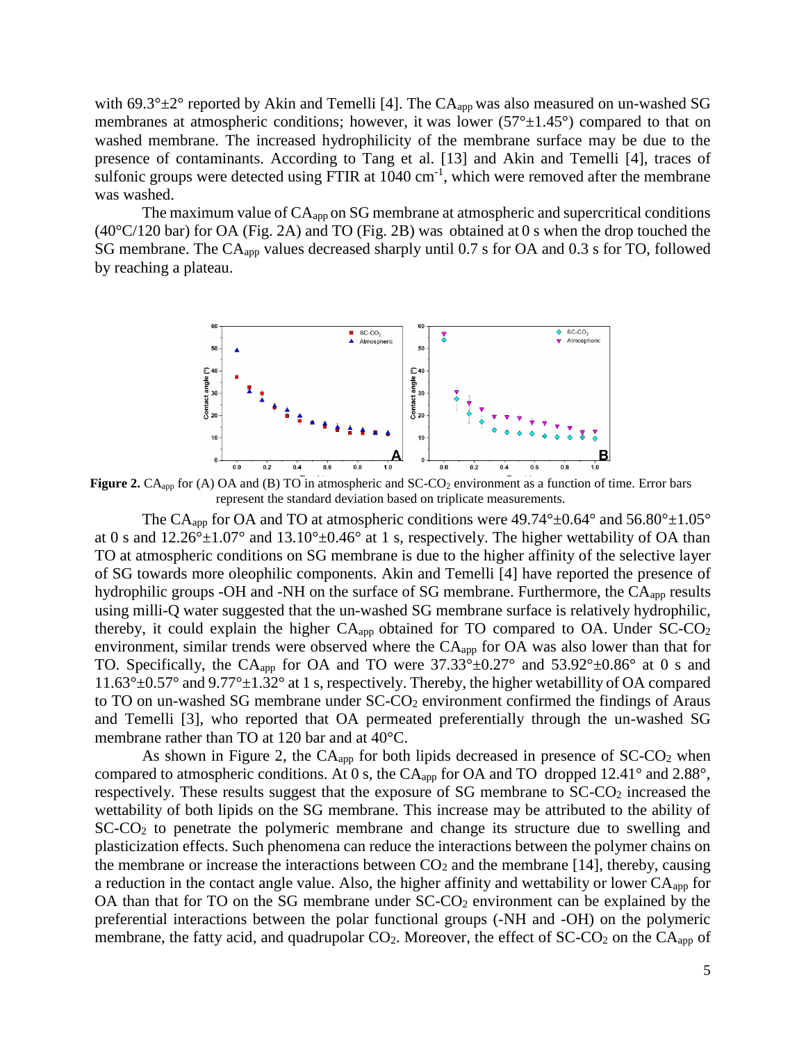with 69.3°±2° reported by Akin and Temelli [4]. The $CA_{app}$ was also measured on un-washed SG membranes at atmospheric conditions; however, it was lower (57°±1.45°) compared to that on washed membrane. The increased hydrophilicity of the membrane surface may be due to the presence of contaminants. According to Tang et al. [13] and Akin and Temelli [4], traces of sulfonic groups were detected using FTIR at 1040 $cm^{-1}$, which were removed after the membrane was washed.

The maximum value of $CA_{app}$ on SG membrane at atmospheric and supercritical conditions (40°C/120 bar) for OA (Fig. 2A) and TO (Fig. 2B) was obtained at 0 s when the drop touched the SG membrane. The $CA_{app}$ values decreased sharply until 0.7 s for OA and 0.3 s for TO, followed by reaching a plateau.

**Figure 2.** $CA_{app}$ for (A) OA and (B) TO in atmospheric and SC-$CO_2$ environment as a function of time. Error bars represent the standard deviation based on triplicate measurements.

The $CA_{app}$ for OA and TO at atmospheric conditions were 49.74°±0.64° and 56.80°±1.05° at 0 s and 12.26°±1.07° and 13.10°±0.46° at 1 s, respectively. The higher wettability of OA than TO at atmospheric conditions on SG membrane is due to the higher affinity of the selective layer of SG towards more oleophilic components. Akin and Temelli [4] have reported the presence of hydrophilic groups -OH and -NH on the surface of SG membrane. Furthermore, the $CA_{app}$ results using milli-Q water suggested that the un-washed SG membrane surface is relatively hydrophilic, thereby, it could explain the higher $CA_{app}$ obtained for TO compared to OA. Under SC-$CO_2$ environment, similar trends were observed where the $CA_{app}$ for OA was also lower than that for TO. Specifically, the $CA_{app}$ for OA and TO were 37.33°±0.27° and 53.92°±0.86° at 0 s and 11.63°±0.57° and 9.77°±1.32° at 1 s, respectively. Thereby, the higher wetabillity of OA compared to TO on un-washed SG membrane under SC-$CO_2$ environment confirmed the findings of Araus and Temelli [3], who reported that OA permeated preferentially through the un-washed SG membrane rather than TO at 120 bar and at 40°C.

As shown in Figure 2, the $CA_{app}$ for both lipids decreased in presence of SC-$CO_2$ when compared to atmospheric conditions. At 0 s, the $CA_{app}$ for OA and TO dropped 12.41° and 2.88°, respectively. These results suggest that the exposure of SG membrane to SC-$CO_2$ increased the wettability of both lipids on the SG membrane. This increase may be attributed to the ability of SC-$CO_2$ to penetrate the polymeric membrane and change its structure due to swelling and plasticization effects. Such phenomena can reduce the interactions between the polymer chains on the membrane or increase the interactions between $CO_2$ and the membrane [14], thereby, causing a reduction in the contact angle value. Also, the higher affinity and wettability or lower $CA_{app}$ for OA than that for TO on the SG membrane under SC-$CO_2$ environment can be explained by the preferential interactions between the polar functional groups (-NH and -OH) on the polymeric membrane, the fatty acid, and quadrupolar $CO_2$. Moreover, the effect of SC-$CO_2$ on the $CA_{app}$ of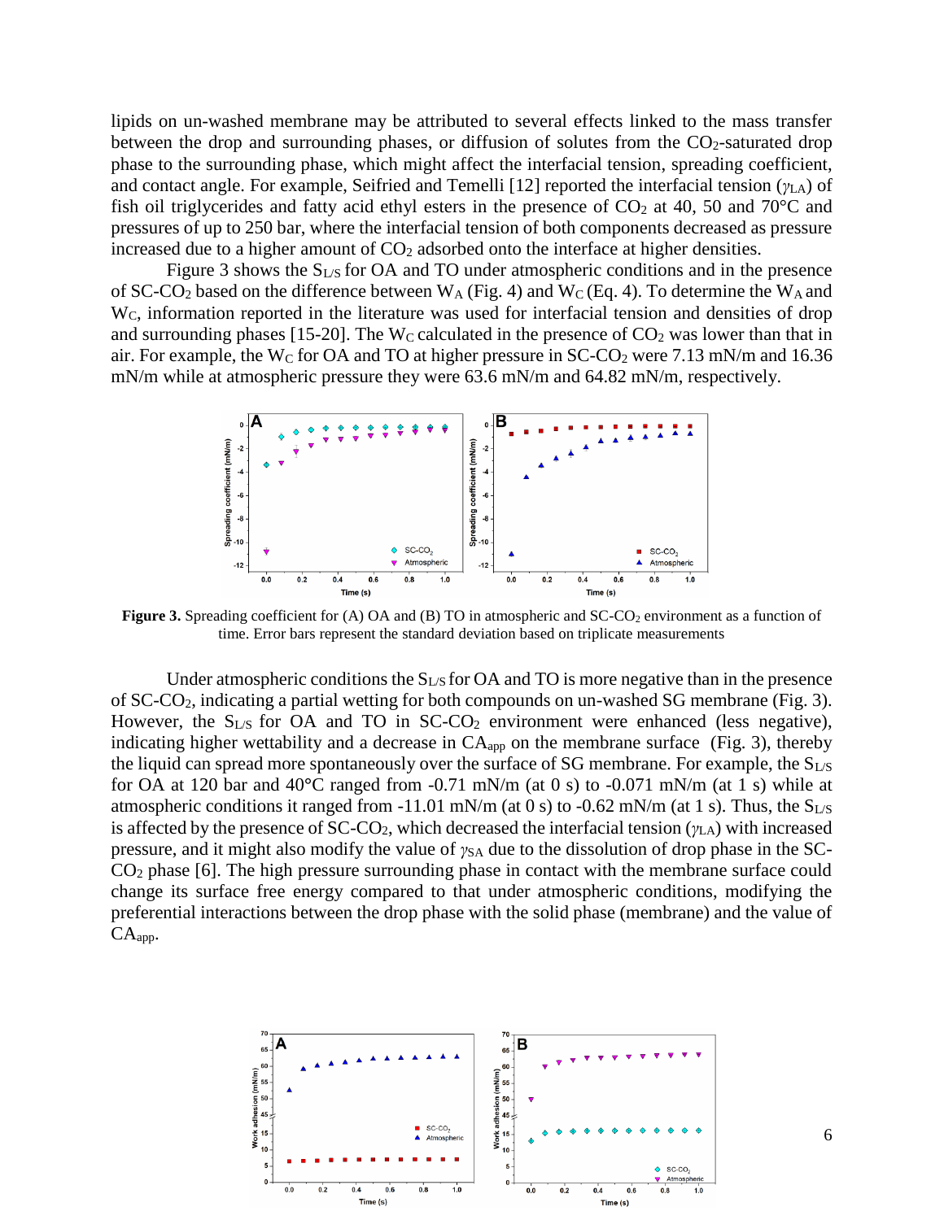lipids on un-washed membrane may be attributed to several effects linked to the mass transfer between the drop and surrounding phases, or diffusion of solutes from the $CO_2$-saturated drop phase to the surrounding phase, which might affect the interfacial tension, spreading coefficient, and contact angle. For example, Seifried and Temelli [12] reported the interfacial tension ($\gamma_{LA}$) of fish oil triglycerides and fatty acid ethyl esters in the presence of $CO_2$ at 40, 50 and 70°C and pressures of up to 250 bar, where the interfacial tension of both components decreased as pressure increased due to a higher amount of $CO_2$ adsorbed onto the interface at higher densities.

Figure 3 shows the $S_{L/S}$ for OA and TO under atmospheric conditions and in the presence of SC-$CO_2$ based on the difference between $W_A$ (Fig. 4) and $W_C$ (Eq. 4). To determine the $W_A$ and $W_C$, information reported in the literature was used for interfacial tension and densities of drop and surrounding phases [15-20]. The $W_C$ calculated in the presence of $CO_2$ was lower than that in air. For example, the $W_C$ for OA and TO at higher pressure in SC-$CO_2$ were 7.13 mN/m and 16.36 mN/m while at atmospheric pressure they were 63.6 mN/m and 64.82 mN/m, respectively.

**Figure 3.** Spreading coefficient for (A) OA and (B) TO in atmospheric and SC-$CO_2$ environment as a function of time. Error bars represent the standard deviation based on triplicate measurements

Under atmospheric conditions the $S_{L/S}$ for OA and TO is more negative than in the presence of SC-$CO_2$, indicating a partial wetting for both compounds on un-washed SG membrane (Fig. 3). However, the $S_{L/S}$ for OA and TO in SC-$CO_2$ environment were enhanced (less negative), indicating higher wettability and a decrease in $CA_{app}$ on the membrane surface (Fig. 3), thereby the liquid can spread more spontaneously over the surface of SG membrane. For example, the $S_{L/S}$ for OA at 120 bar and 40°C ranged from -0.71 mN/m (at 0 s) to -0.071 mN/m (at 1 s) while at atmospheric conditions it ranged from -11.01 mN/m (at 0 s) to -0.62 mN/m (at 1 s). Thus, the $S_{L/S}$ is affected by the presence of SC-$CO_2$, which decreased the interfacial tension ($\gamma_{LA}$) with increased pressure, and it might also modify the value of $\gamma_{SA}$ due to the dissolution of drop phase in the SC-$CO_2$ phase [6]. The high pressure surrounding phase in contact with the membrane surface could change its surface free energy compared to that under atmospheric conditions, modifying the preferential interactions between the drop phase with the solid phase (membrane) and the value of $CA_{app}$.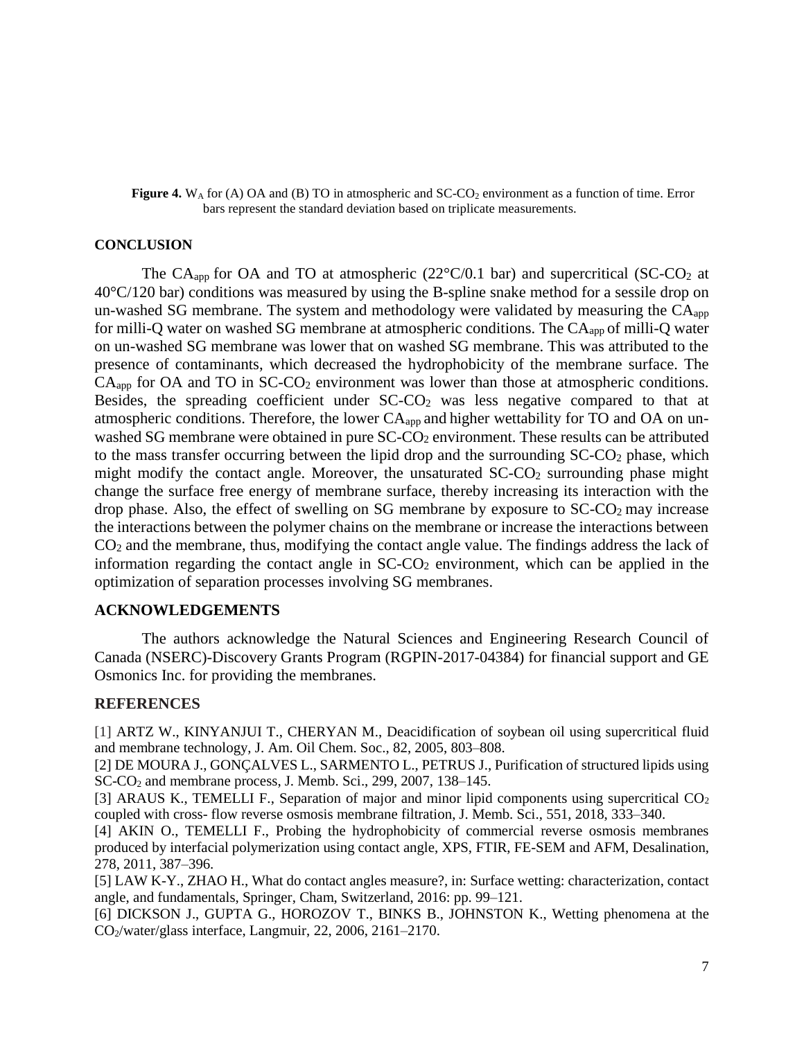**Figure 4.** $W_A$ for (A) OA and (B) TO in atmospheric and SC-$CO_2$ environment as a function of time. Error bars represent the standard deviation based on triplicate measurements.

## CONCLUSION

The $CA_{app}$ for OA and TO at atmospheric (22°C/0.1 bar) and supercritical (SC-$CO_2$ at 40°C/120 bar) conditions was measured by using the B-spline snake method for a sessile drop on un-washed SG membrane. The system and methodology were validated by measuring the $CA_{app}$ for milli-Q water on washed SG membrane at atmospheric conditions. The $CA_{app}$ of milli-Q water on un-washed SG membrane was lower that on washed SG membrane. This was attributed to the presence of contaminants, which decreased the hydrophobicity of the membrane surface. The $CA_{app}$ for OA and TO in SC-$CO_2$ environment was lower than those at atmospheric conditions. Besides, the spreading coefficient under SC-$CO_2$ was less negative compared to that at atmospheric conditions. Therefore, the lower $CA_{app}$ and higher wettability for TO and OA on un-washed SG membrane were obtained in pure SC-$CO_2$ environment. These results can be attributed to the mass transfer occurring between the lipid drop and the surrounding SC-$CO_2$ phase, which might modify the contact angle. Moreover, the unsaturated SC-$CO_2$ surrounding phase might change the surface free energy of membrane surface, thereby increasing its interaction with the drop phase. Also, the effect of swelling on SG membrane by exposure to SC-$CO_2$ may increase the interactions between the polymer chains on the membrane or increase the interactions between $CO_2$ and the membrane, thus, modifying the contact angle value. The findings address the lack of information regarding the contact angle in SC-$CO_2$ environment, which can be applied in the optimization of separation processes involving SG membranes.

## ACKNOWLEDGEMENTS

The authors acknowledge the Natural Sciences and Engineering Research Council of Canada (NSERC)-Discovery Grants Program (RGPIN-2017-04384) for financial support and GE Osmonics Inc. for providing the membranes.

## REFERENCES

[1] ARTZ W., KINYANJUI T., CHERYAN M., Deacidification of soybean oil using supercritical fluid and membrane technology, J. Am. Oil Chem. Soc., 82, 2005, 803–808.

[2] DE MOURA J., GONÇALVES L., SARMENTO L., PETRUS J., Purification of structured lipids using SC-$CO_2$ and membrane process, J. Memb. Sci., 299, 2007, 138–145.

[3] ARAUS K., TEMELLI F., Separation of major and minor lipid components using supercritical $CO_2$ coupled with cross- flow reverse osmosis membrane filtration, J. Memb. Sci., 551, 2018, 333–340.

[4] AKIN O., TEMELLI F., Probing the hydrophobicity of commercial reverse osmosis membranes produced by interfacial polymerization using contact angle, XPS, FTIR, FE-SEM and AFM, Desalination, 278, 2011, 387–396.

[5] LAW K-Y., ZHAO H., What do contact angles measure?, in: Surface wetting: characterization, contact angle, and fundamentals, Springer, Cham, Switzerland, 2016: pp. 99–121.

[6] DICKSON J., GUPTA G., HOROZOV T., BINKS B., JOHNSTON K., Wetting phenomena at the $CO_2$/water/glass interface, Langmuir, 22, 2006, 2161–2170.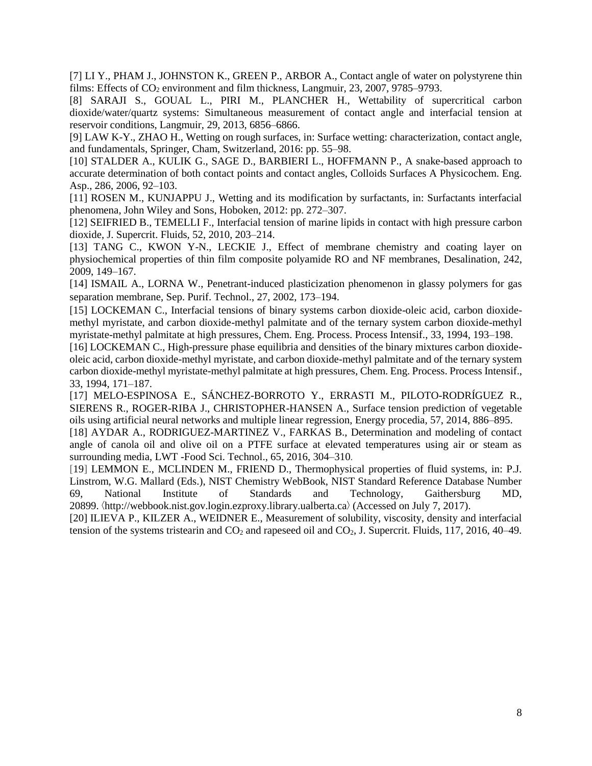[7] LI Y., PHAM J., JOHNSTON K., GREEN P., ARBOR A., Contact angle of water on polystyrene thin films: Effects of $CO_2$ environment and film thickness, Langmuir, 23, 2007, 9785–9793.

[8] SARAJI S., GOUAL L., PIRI M., PLANCHER H., Wettability of supercritical carbon dioxide/water/quartz systems: Simultaneous measurement of contact angle and interfacial tension at reservoir conditions, Langmuir, 29, 2013, 6856–6866.

[9] LAW K-Y., ZHAO H., Wetting on rough surfaces, in: Surface wetting: characterization, contact angle, and fundamentals, Springer, Cham, Switzerland, 2016: pp. 55–98.

[10] STALDER A., KULIK G., SAGE D., BARBIERI L., HOFFMANN P., A snake-based approach to accurate determination of both contact points and contact angles, Colloids Surfaces A Physicochem. Eng. Asp., 286, 2006, 92–103.

[11] ROSEN M., KUNJAPPU J., Wetting and its modification by surfactants, in: Surfactants interfacial phenomena, John Wiley and Sons, Hoboken, 2012: pp. 272–307.

[12] SEIFRIED B., TEMELLI F., Interfacial tension of marine lipids in contact with high pressure carbon dioxide, J. Supercrit. Fluids, 52, 2010, 203–214.

[13] TANG C., KWON Y-N., LECKIE J., Effect of membrane chemistry and coating layer on physiochemical properties of thin film composite polyamide RO and NF membranes, Desalination, 242, 2009, 149–167.

[14] ISMAIL A., LORNA W., Penetrant-induced plasticization phenomenon in glassy polymers for gas separation membrane, Sep. Purif. Technol., 27, 2002, 173–194.

[15] LOCKEMAN C., Interfacial tensions of binary systems carbon dioxide-oleic acid, carbon dioxide-methyl myristate, and carbon dioxide-methyl palmitate and of the ternary system carbon dioxide-methyl myristate-methyl palmitate at high pressures, Chem. Eng. Process. Process Intensif., 33, 1994, 193–198.

[16] LOCKEMAN C., High-pressure phase equilibria and densities of the binary mixtures carbon dioxide-oleic acid, carbon dioxide-methyl myristate, and carbon dioxide-methyl palmitate and of the ternary system carbon dioxide-methyl myristate-methyl palmitate at high pressures, Chem. Eng. Process. Process Intensif., 33, 1994, 171–187.

[17] MELO-ESPINOSA E., SÁNCHEZ-BORROTO Y., ERRASTI M., PILOTO-RODRÍGUEZ R., SIERENS R., ROGER-RIBA J., CHRISTOPHER-HANSEN A., Surface tension prediction of vegetable oils using artificial neural networks and multiple linear regression, Energy procedia, 57, 2014, 886–895.

[18] AYDAR A., RODRIGUEZ-MARTINEZ V., FARKAS B., Determination and modeling of contact angle of canola oil and olive oil on a PTFE surface at elevated temperatures using air or steam as surrounding media, LWT -Food Sci. Technol., 65, 2016, 304–310.

[19] LEMMON E., MCLINDEN M., FRIEND D., Thermophysical properties of fluid systems, in: P.J. Linstrom, W.G. Mallard (Eds.), NIST Chemistry WebBook, NIST Standard Reference Database Number 69, National Institute of Standards and Technology, Gaithersburg MD, 20899. 〈http://webbook.nist.gov.login.ezproxy.library.ualberta.ca〉 (Accessed on July 7, 2017).

[20] ILIEVA P., KILZER A., WEIDNER E., Measurement of solubility, viscosity, density and interfacial tension of the systems tristearin and $CO_2$ and rapeseed oil and $CO_2$, J. Supercrit. Fluids, 117, 2016, 40–49.